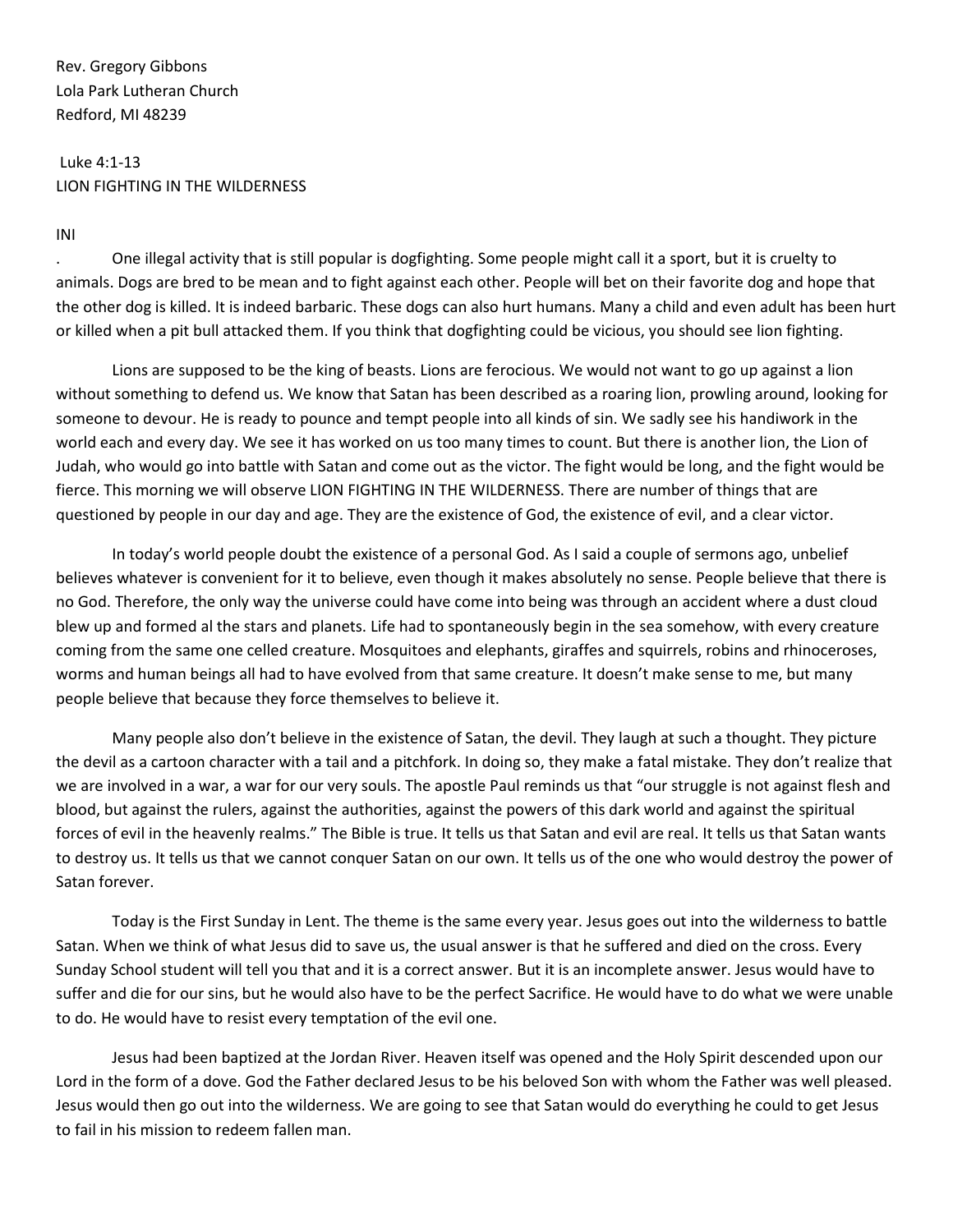Rev. Gregory Gibbons
Lola Park Lutheran Church
Redford, MI 48239

Luke 4:1-13
LION FIGHTING IN THE WILDERNESS

INI

. One illegal activity that is still popular is dogfighting. Some people might call it a sport, but it is cruelty to animals. Dogs are bred to be mean and to fight against each other. People will bet on their favorite dog and hope that the other dog is killed. It is indeed barbaric. These dogs can also hurt humans. Many a child and even adult has been hurt or killed when a pit bull attacked them. If you think that dogfighting could be vicious, you should see lion fighting.

Lions are supposed to be the king of beasts. Lions are ferocious. We would not want to go up against a lion without something to defend us. We know that Satan has been described as a roaring lion, prowling around, looking for someone to devour. He is ready to pounce and tempt people into all kinds of sin. We sadly see his handiwork in the world each and every day. We see it has worked on us too many times to count. But there is another lion, the Lion of Judah, who would go into battle with Satan and come out as the victor. The fight would be long, and the fight would be fierce. This morning we will observe LION FIGHTING IN THE WILDERNESS. There are number of things that are questioned by people in our day and age. They are the existence of God, the existence of evil, and a clear victor.

In today's world people doubt the existence of a personal God. As I said a couple of sermons ago, unbelief believes whatever is convenient for it to believe, even though it makes absolutely no sense. People believe that there is no God. Therefore, the only way the universe could have come into being was through an accident where a dust cloud blew up and formed al the stars and planets. Life had to spontaneously begin in the sea somehow, with every creature coming from the same one celled creature. Mosquitoes and elephants, giraffes and squirrels, robins and rhinoceroses, worms and human beings all had to have evolved from that same creature. It doesn't make sense to me, but many people believe that because they force themselves to believe it.

Many people also don't believe in the existence of Satan, the devil. They laugh at such a thought. They picture the devil as a cartoon character with a tail and a pitchfork. In doing so, they make a fatal mistake. They don't realize that we are involved in a war, a war for our very souls. The apostle Paul reminds us that "our struggle is not against flesh and blood, but against the rulers, against the authorities, against the powers of this dark world and against the spiritual forces of evil in the heavenly realms." The Bible is true. It tells us that Satan and evil are real. It tells us that Satan wants to destroy us. It tells us that we cannot conquer Satan on our own. It tells us of the one who would destroy the power of Satan forever.

Today is the First Sunday in Lent. The theme is the same every year. Jesus goes out into the wilderness to battle Satan. When we think of what Jesus did to save us, the usual answer is that he suffered and died on the cross. Every Sunday School student will tell you that and it is a correct answer. But it is an incomplete answer. Jesus would have to suffer and die for our sins, but he would also have to be the perfect Sacrifice. He would have to do what we were unable to do. He would have to resist every temptation of the evil one.

Jesus had been baptized at the Jordan River. Heaven itself was opened and the Holy Spirit descended upon our Lord in the form of a dove. God the Father declared Jesus to be his beloved Son with whom the Father was well pleased. Jesus would then go out into the wilderness. We are going to see that Satan would do everything he could to get Jesus to fail in his mission to redeem fallen man.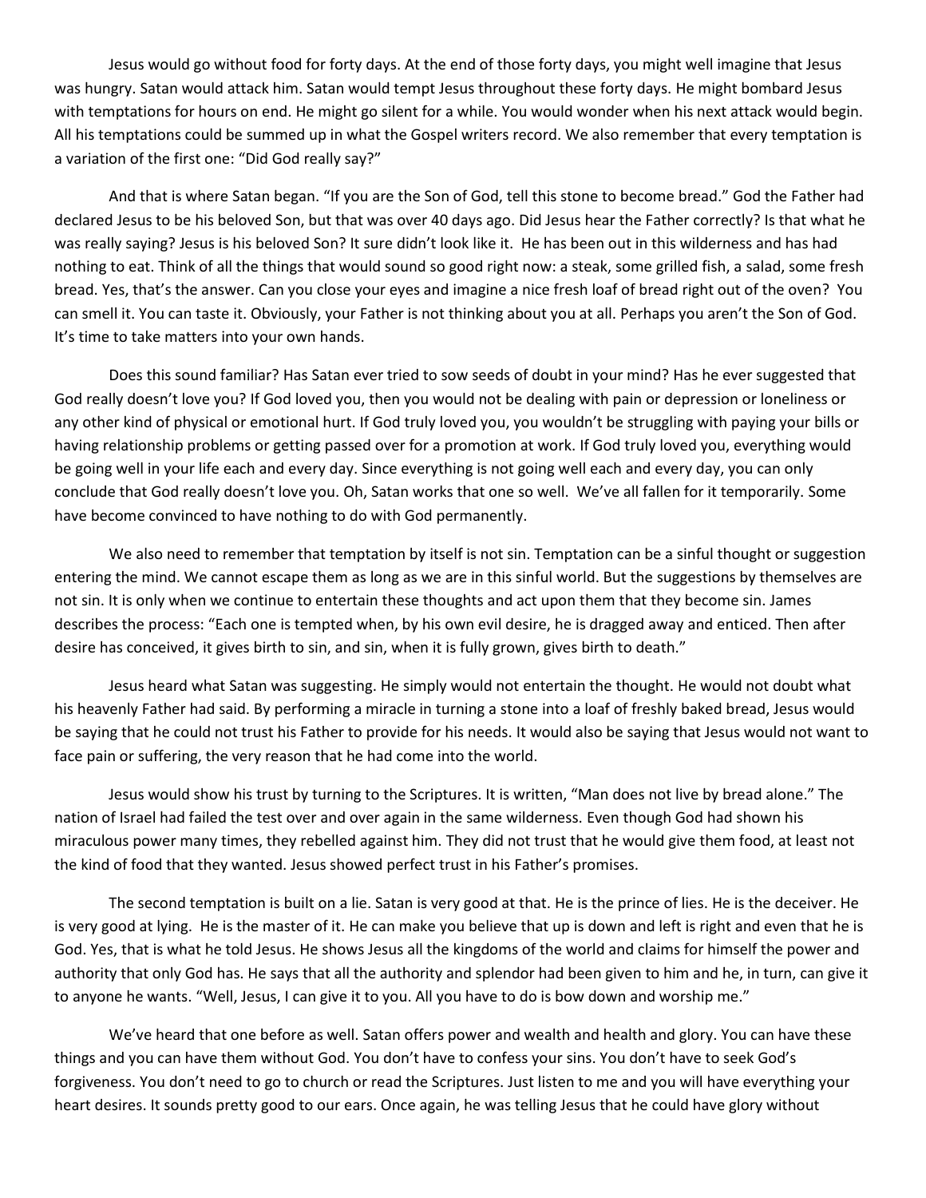Jesus would go without food for forty days. At the end of those forty days, you might well imagine that Jesus was hungry. Satan would attack him. Satan would tempt Jesus throughout these forty days. He might bombard Jesus with temptations for hours on end. He might go silent for a while. You would wonder when his next attack would begin. All his temptations could be summed up in what the Gospel writers record. We also remember that every temptation is a variation of the first one: "Did God really say?"

And that is where Satan began. "If you are the Son of God, tell this stone to become bread." God the Father had declared Jesus to be his beloved Son, but that was over 40 days ago. Did Jesus hear the Father correctly? Is that what he was really saying? Jesus is his beloved Son? It sure didn't look like it. He has been out in this wilderness and has had nothing to eat. Think of all the things that would sound so good right now: a steak, some grilled fish, a salad, some fresh bread. Yes, that's the answer. Can you close your eyes and imagine a nice fresh loaf of bread right out of the oven? You can smell it. You can taste it. Obviously, your Father is not thinking about you at all. Perhaps you aren't the Son of God. It's time to take matters into your own hands.

Does this sound familiar? Has Satan ever tried to sow seeds of doubt in your mind? Has he ever suggested that God really doesn't love you? If God loved you, then you would not be dealing with pain or depression or loneliness or any other kind of physical or emotional hurt. If God truly loved you, you wouldn't be struggling with paying your bills or having relationship problems or getting passed over for a promotion at work. If God truly loved you, everything would be going well in your life each and every day. Since everything is not going well each and every day, you can only conclude that God really doesn't love you. Oh, Satan works that one so well. We've all fallen for it temporarily. Some have become convinced to have nothing to do with God permanently.

We also need to remember that temptation by itself is not sin. Temptation can be a sinful thought or suggestion entering the mind. We cannot escape them as long as we are in this sinful world. But the suggestions by themselves are not sin. It is only when we continue to entertain these thoughts and act upon them that they become sin. James describes the process: "Each one is tempted when, by his own evil desire, he is dragged away and enticed. Then after desire has conceived, it gives birth to sin, and sin, when it is fully grown, gives birth to death."

Jesus heard what Satan was suggesting. He simply would not entertain the thought. He would not doubt what his heavenly Father had said. By performing a miracle in turning a stone into a loaf of freshly baked bread, Jesus would be saying that he could not trust his Father to provide for his needs. It would also be saying that Jesus would not want to face pain or suffering, the very reason that he had come into the world.

Jesus would show his trust by turning to the Scriptures. It is written, "Man does not live by bread alone." The nation of Israel had failed the test over and over again in the same wilderness. Even though God had shown his miraculous power many times, they rebelled against him. They did not trust that he would give them food, at least not the kind of food that they wanted. Jesus showed perfect trust in his Father's promises.

The second temptation is built on a lie. Satan is very good at that. He is the prince of lies. He is the deceiver. He is very good at lying. He is the master of it. He can make you believe that up is down and left is right and even that he is God. Yes, that is what he told Jesus. He shows Jesus all the kingdoms of the world and claims for himself the power and authority that only God has. He says that all the authority and splendor had been given to him and he, in turn, can give it to anyone he wants. "Well, Jesus, I can give it to you. All you have to do is bow down and worship me."

We've heard that one before as well. Satan offers power and wealth and health and glory. You can have these things and you can have them without God. You don't have to confess your sins. You don't have to seek God's forgiveness. You don't need to go to church or read the Scriptures. Just listen to me and you will have everything your heart desires. It sounds pretty good to our ears. Once again, he was telling Jesus that he could have glory without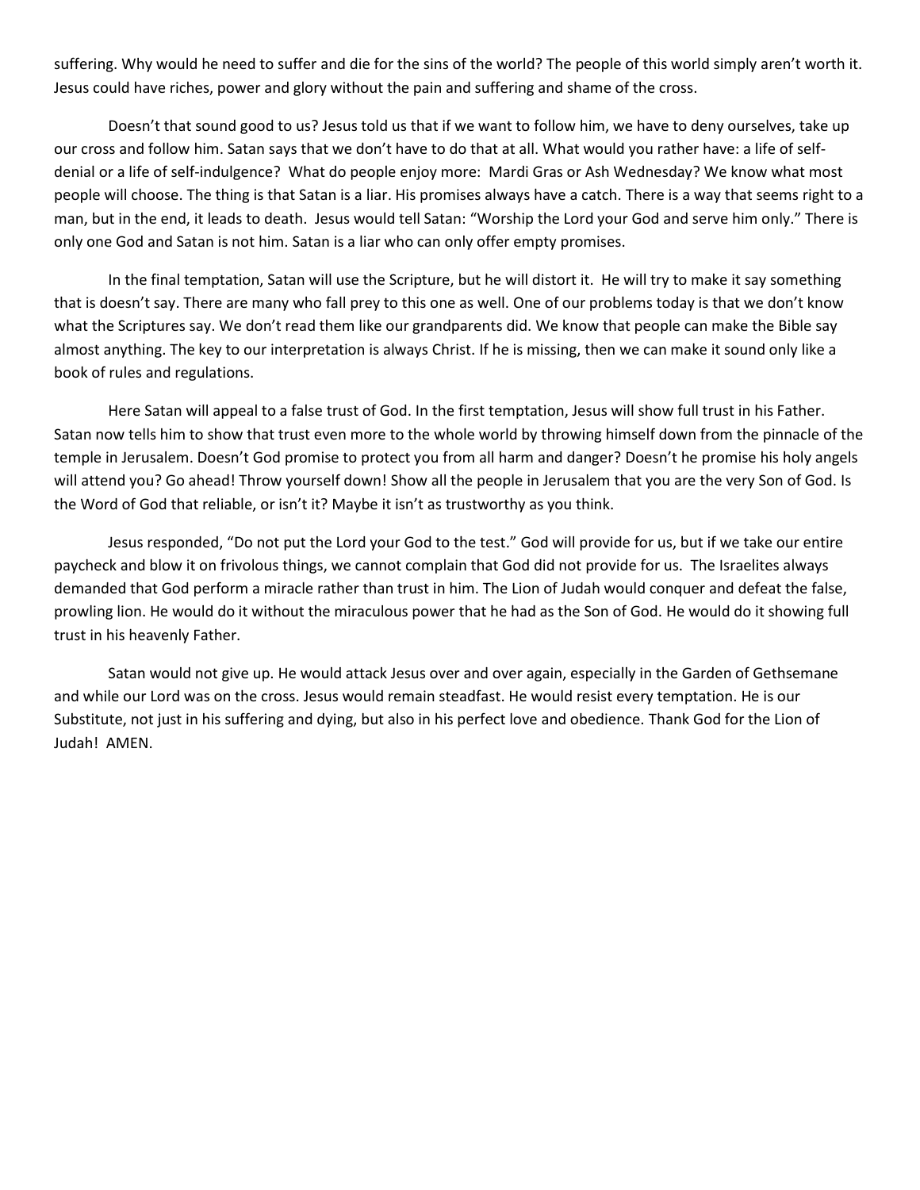suffering. Why would he need to suffer and die for the sins of the world? The people of this world simply aren't worth it. Jesus could have riches, power and glory without the pain and suffering and shame of the cross.

Doesn't that sound good to us? Jesus told us that if we want to follow him, we have to deny ourselves, take up our cross and follow him. Satan says that we don't have to do that at all. What would you rather have: a life of self-denial or a life of self-indulgence? What do people enjoy more: Mardi Gras or Ash Wednesday? We know what most people will choose. The thing is that Satan is a liar. His promises always have a catch. There is a way that seems right to a man, but in the end, it leads to death. Jesus would tell Satan: "Worship the Lord your God and serve him only." There is only one God and Satan is not him. Satan is a liar who can only offer empty promises.

In the final temptation, Satan will use the Scripture, but he will distort it. He will try to make it say something that is doesn't say. There are many who fall prey to this one as well. One of our problems today is that we don't know what the Scriptures say. We don't read them like our grandparents did. We know that people can make the Bible say almost anything. The key to our interpretation is always Christ. If he is missing, then we can make it sound only like a book of rules and regulations.

Here Satan will appeal to a false trust of God. In the first temptation, Jesus will show full trust in his Father. Satan now tells him to show that trust even more to the whole world by throwing himself down from the pinnacle of the temple in Jerusalem. Doesn't God promise to protect you from all harm and danger? Doesn't he promise his holy angels will attend you? Go ahead! Throw yourself down! Show all the people in Jerusalem that you are the very Son of God. Is the Word of God that reliable, or isn't it? Maybe it isn't as trustworthy as you think.

Jesus responded, "Do not put the Lord your God to the test." God will provide for us, but if we take our entire paycheck and blow it on frivolous things, we cannot complain that God did not provide for us. The Israelites always demanded that God perform a miracle rather than trust in him. The Lion of Judah would conquer and defeat the false, prowling lion. He would do it without the miraculous power that he had as the Son of God. He would do it showing full trust in his heavenly Father.

Satan would not give up. He would attack Jesus over and over again, especially in the Garden of Gethsemane and while our Lord was on the cross. Jesus would remain steadfast. He would resist every temptation. He is our Substitute, not just in his suffering and dying, but also in his perfect love and obedience. Thank God for the Lion of Judah! AMEN.